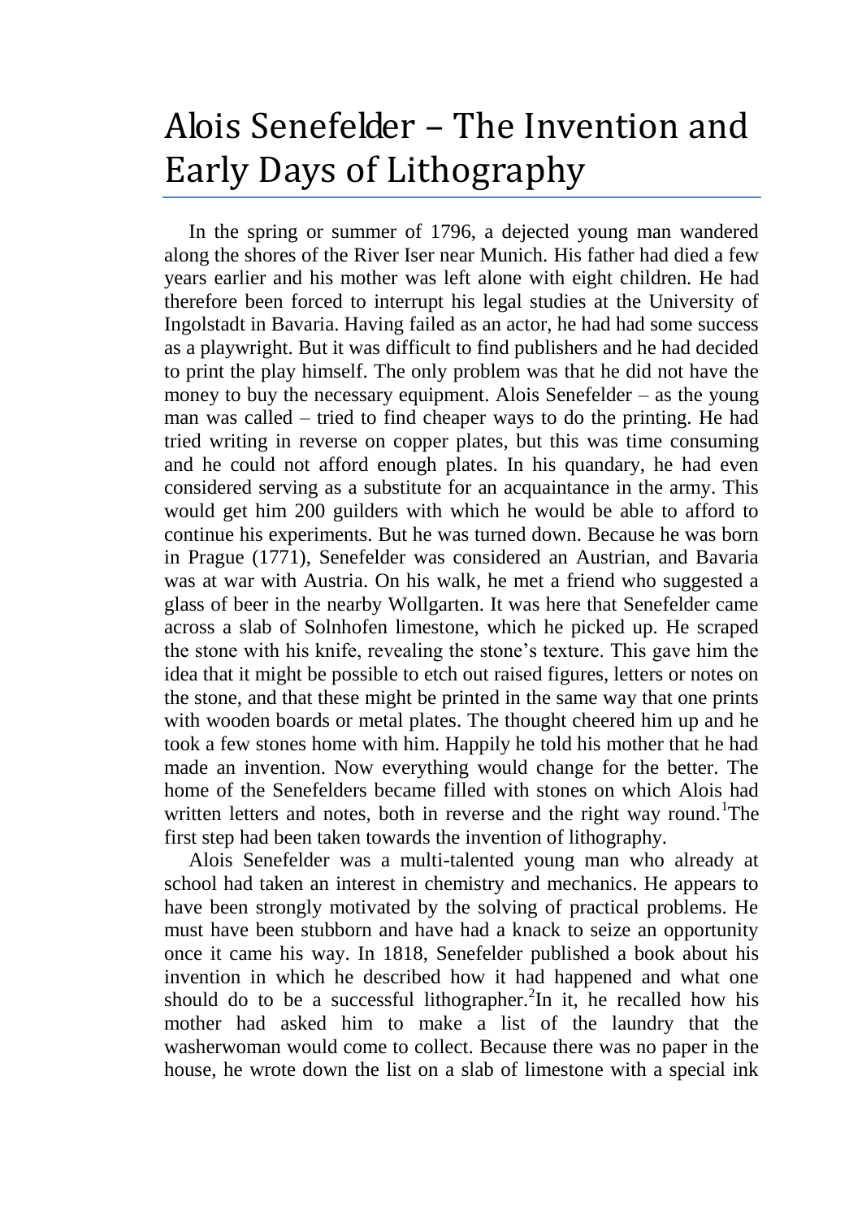# Alois Senefelder – The Invention and Early Days of Lithography

In the spring or summer of 1796, a dejected young man wandered along the shores of the River Iser near Munich. His father had died a few years earlier and his mother was left alone with eight children. He had therefore been forced to interrupt his legal studies at the University of Ingolstadt in Bavaria. Having failed as an actor, he had had some success as a playwright. But it was difficult to find publishers and he had decided to print the play himself. The only problem was that he did not have the money to buy the necessary equipment. Alois Senefelder – as the young man was called – tried to find cheaper ways to do the printing. He had tried writing in reverse on copper plates, but this was time consuming and he could not afford enough plates. In his quandary, he had even considered serving as a substitute for an acquaintance in the army. This would get him 200 guilders with which he would be able to afford to continue his experiments. But he was turned down. Because he was born in Prague (1771), Senefelder was considered an Austrian, and Bavaria was at war with Austria. On his walk, he met a friend who suggested a glass of beer in the nearby Wollgarten. It was here that Senefelder came across a slab of Solnhofen limestone, which he picked up. He scraped the stone with his knife, revealing the stone's texture. This gave him the idea that it might be possible to etch out raised figures, letters or notes on the stone, and that these might be printed in the same way that one prints with wooden boards or metal plates. The thought cheered him up and he took a few stones home with him. Happily he told his mother that he had made an invention. Now everything would change for the better. The home of the Senefelders became filled with stones on which Alois had written letters and notes, both in reverse and the right way round.[1] The first step had been taken towards the invention of lithography.

Alois Senefelder was a multi-talented young man who already at school had taken an interest in chemistry and mechanics. He appears to have been strongly motivated by the solving of practical problems. He must have been stubborn and have had a knack to seize an opportunity once it came his way. In 1818, Senefelder published a book about his invention in which he described how it had happened and what one should do to be a successful lithographer.[2] In it, he recalled how his mother had asked him to make a list of the laundry that the washerwoman would come to collect. Because there was no paper in the house, he wrote down the list on a slab of limestone with a special ink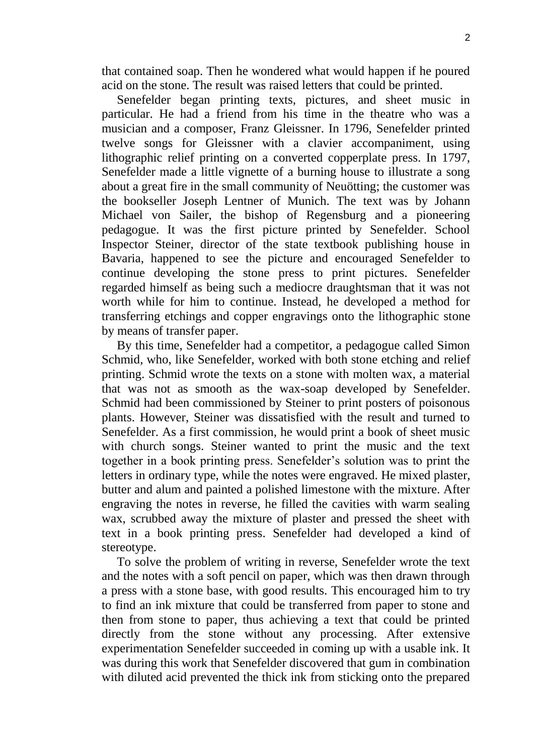that contained soap. Then he wondered what would happen if he poured acid on the stone. The result was raised letters that could be printed.

Senefelder began printing texts, pictures, and sheet music in particular. He had a friend from his time in the theatre who was a musician and a composer, Franz Gleissner. In 1796, Senefelder printed twelve songs for Gleissner with a clavier accompaniment, using lithographic relief printing on a converted copperplate press. In 1797, Senefelder made a little vignette of a burning house to illustrate a song about a great fire in the small community of Neuötting; the customer was the bookseller Joseph Lentner of Munich. The text was by Johann Michael von Sailer, the bishop of Regensburg and a pioneering pedagogue. It was the first picture printed by Senefelder. School Inspector Steiner, director of the state textbook publishing house in Bavaria, happened to see the picture and encouraged Senefelder to continue developing the stone press to print pictures. Senefelder regarded himself as being such a mediocre draughtsman that it was not worth while for him to continue. Instead, he developed a method for transferring etchings and copper engravings onto the lithographic stone by means of transfer paper.

By this time, Senefelder had a competitor, a pedagogue called Simon Schmid, who, like Senefelder, worked with both stone etching and relief printing. Schmid wrote the texts on a stone with molten wax, a material that was not as smooth as the wax-soap developed by Senefelder. Schmid had been commissioned by Steiner to print posters of poisonous plants. However, Steiner was dissatisfied with the result and turned to Senefelder. As a first commission, he would print a book of sheet music with church songs. Steiner wanted to print the music and the text together in a book printing press. Senefelder's solution was to print the letters in ordinary type, while the notes were engraved. He mixed plaster, butter and alum and painted a polished limestone with the mixture. After engraving the notes in reverse, he filled the cavities with warm sealing wax, scrubbed away the mixture of plaster and pressed the sheet with text in a book printing press. Senefelder had developed a kind of stereotype.

To solve the problem of writing in reverse, Senefelder wrote the text and the notes with a soft pencil on paper, which was then drawn through a press with a stone base, with good results. This encouraged him to try to find an ink mixture that could be transferred from paper to stone and then from stone to paper, thus achieving a text that could be printed directly from the stone without any processing. After extensive experimentation Senefelder succeeded in coming up with a usable ink. It was during this work that Senefelder discovered that gum in combination with diluted acid prevented the thick ink from sticking onto the prepared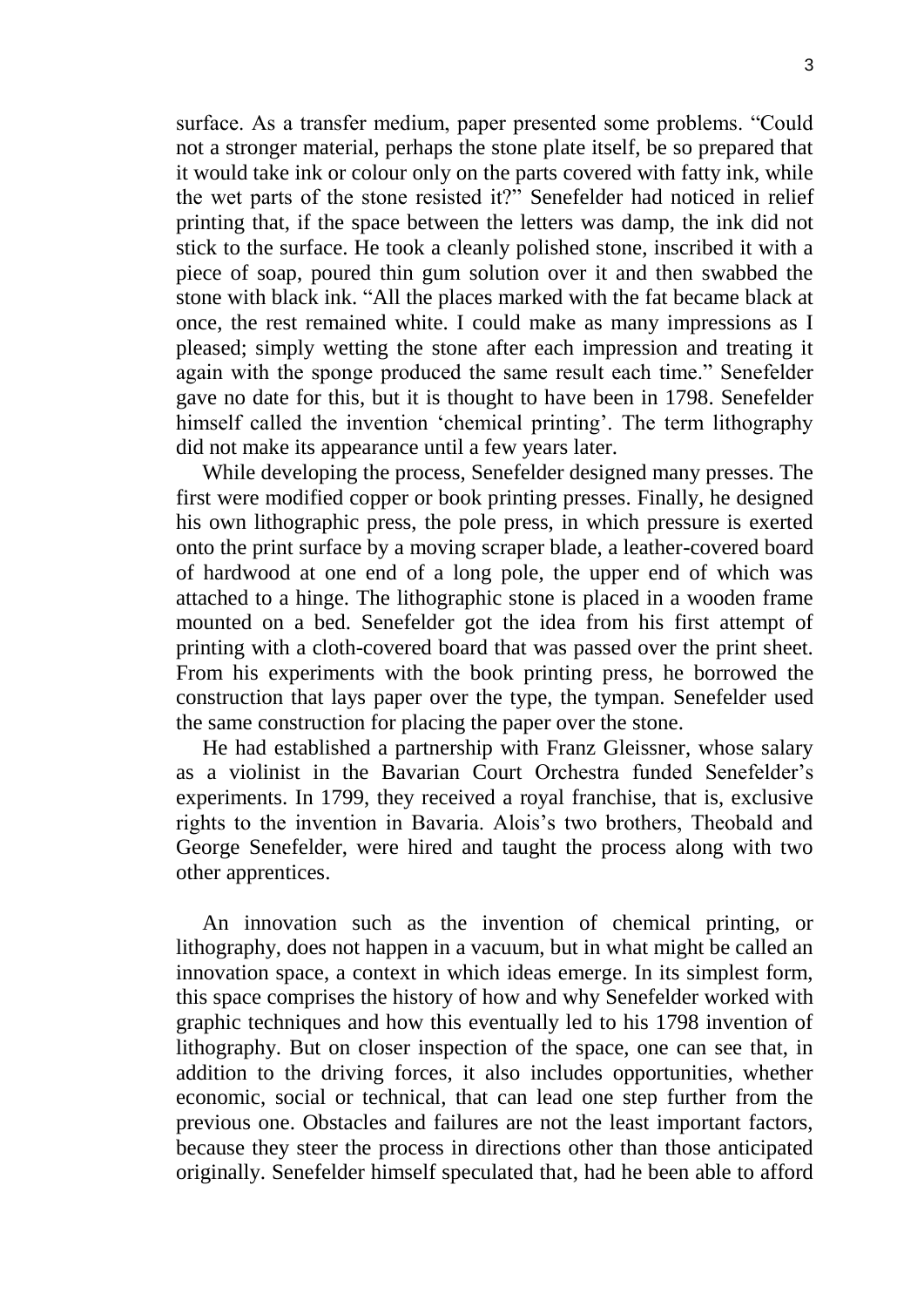surface. As a transfer medium, paper presented some problems. "Could not a stronger material, perhaps the stone plate itself, be so prepared that it would take ink or colour only on the parts covered with fatty ink, while the wet parts of the stone resisted it?" Senefelder had noticed in relief printing that, if the space between the letters was damp, the ink did not stick to the surface. He took a cleanly polished stone, inscribed it with a piece of soap, poured thin gum solution over it and then swabbed the stone with black ink. "All the places marked with the fat became black at once, the rest remained white. I could make as many impressions as I pleased; simply wetting the stone after each impression and treating it again with the sponge produced the same result each time." Senefelder gave no date for this, but it is thought to have been in 1798. Senefelder himself called the invention 'chemical printing'. The term lithography did not make its appearance until a few years later.

While developing the process, Senefelder designed many presses. The first were modified copper or book printing presses. Finally, he designed his own lithographic press, the pole press, in which pressure is exerted onto the print surface by a moving scraper blade, a leather-covered board of hardwood at one end of a long pole, the upper end of which was attached to a hinge. The lithographic stone is placed in a wooden frame mounted on a bed. Senefelder got the idea from his first attempt of printing with a cloth-covered board that was passed over the print sheet. From his experiments with the book printing press, he borrowed the construction that lays paper over the type, the tympan. Senefelder used the same construction for placing the paper over the stone.

He had established a partnership with Franz Gleissner, whose salary as a violinist in the Bavarian Court Orchestra funded Senefelder's experiments. In 1799, they received a royal franchise, that is, exclusive rights to the invention in Bavaria. Alois's two brothers, Theobald and George Senefelder, were hired and taught the process along with two other apprentices.

An innovation such as the invention of chemical printing, or lithography, does not happen in a vacuum, but in what might be called an innovation space, a context in which ideas emerge. In its simplest form, this space comprises the history of how and why Senefelder worked with graphic techniques and how this eventually led to his 1798 invention of lithography. But on closer inspection of the space, one can see that, in addition to the driving forces, it also includes opportunities, whether economic, social or technical, that can lead one step further from the previous one. Obstacles and failures are not the least important factors, because they steer the process in directions other than those anticipated originally. Senefelder himself speculated that, had he been able to afford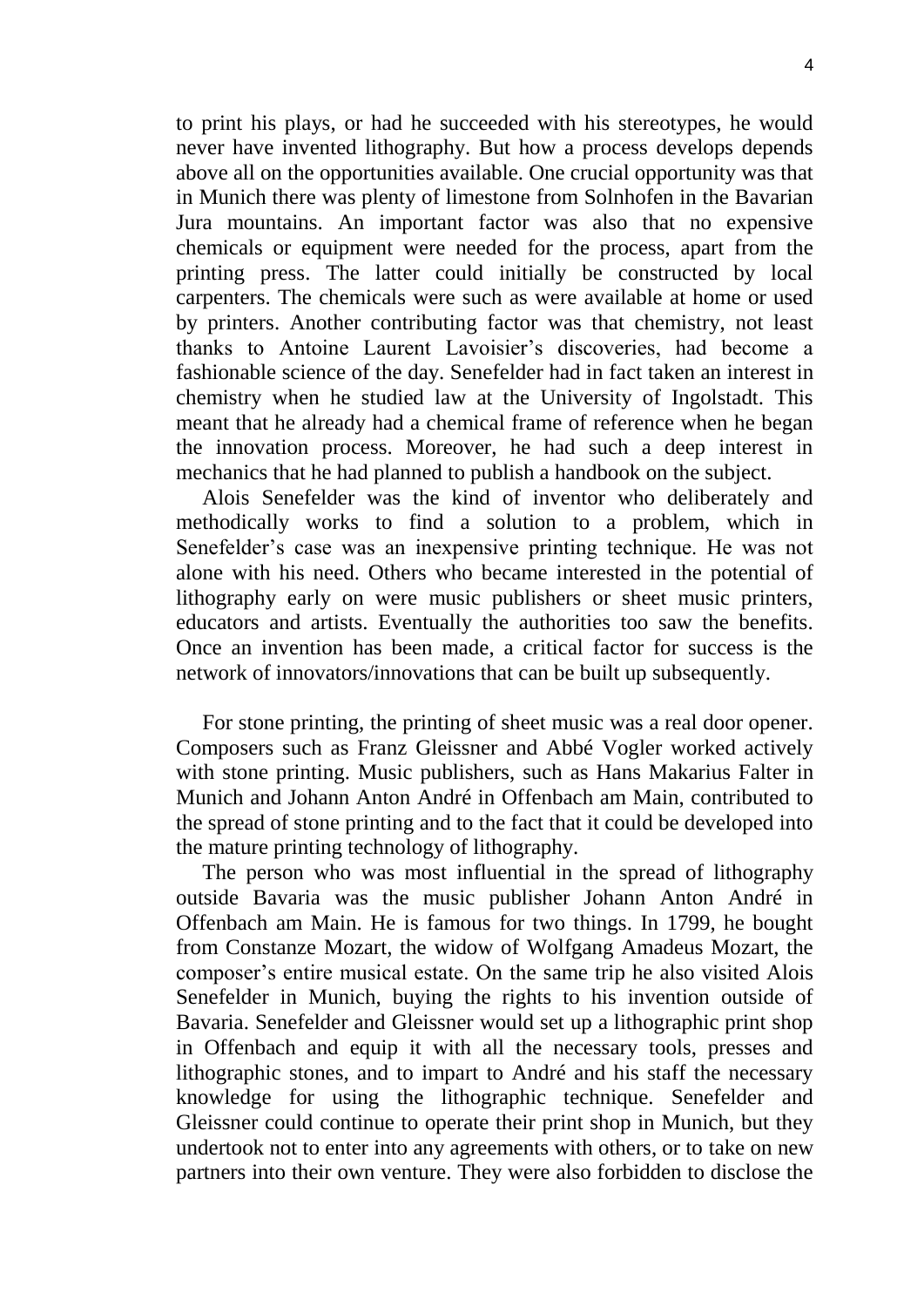to print his plays, or had he succeeded with his stereotypes, he would never have invented lithography. But how a process develops depends above all on the opportunities available. One crucial opportunity was that in Munich there was plenty of limestone from Solnhofen in the Bavarian Jura mountains. An important factor was also that no expensive chemicals or equipment were needed for the process, apart from the printing press. The latter could initially be constructed by local carpenters. The chemicals were such as were available at home or used by printers. Another contributing factor was that chemistry, not least thanks to Antoine Laurent Lavoisier's discoveries, had become a fashionable science of the day. Senefelder had in fact taken an interest in chemistry when he studied law at the University of Ingolstadt. This meant that he already had a chemical frame of reference when he began the innovation process. Moreover, he had such a deep interest in mechanics that he had planned to publish a handbook on the subject.

Alois Senefelder was the kind of inventor who deliberately and methodically works to find a solution to a problem, which in Senefelder's case was an inexpensive printing technique. He was not alone with his need. Others who became interested in the potential of lithography early on were music publishers or sheet music printers, educators and artists. Eventually the authorities too saw the benefits. Once an invention has been made, a critical factor for success is the network of innovators/innovations that can be built up subsequently.

For stone printing, the printing of sheet music was a real door opener. Composers such as Franz Gleissner and Abbé Vogler worked actively with stone printing. Music publishers, such as Hans Makarius Falter in Munich and Johann Anton André in Offenbach am Main, contributed to the spread of stone printing and to the fact that it could be developed into the mature printing technology of lithography.

The person who was most influential in the spread of lithography outside Bavaria was the music publisher Johann Anton André in Offenbach am Main. He is famous for two things. In 1799, he bought from Constanze Mozart, the widow of Wolfgang Amadeus Mozart, the composer's entire musical estate. On the same trip he also visited Alois Senefelder in Munich, buying the rights to his invention outside of Bavaria. Senefelder and Gleissner would set up a lithographic print shop in Offenbach and equip it with all the necessary tools, presses and lithographic stones, and to impart to André and his staff the necessary knowledge for using the lithographic technique. Senefelder and Gleissner could continue to operate their print shop in Munich, but they undertook not to enter into any agreements with others, or to take on new partners into their own venture. They were also forbidden to disclose the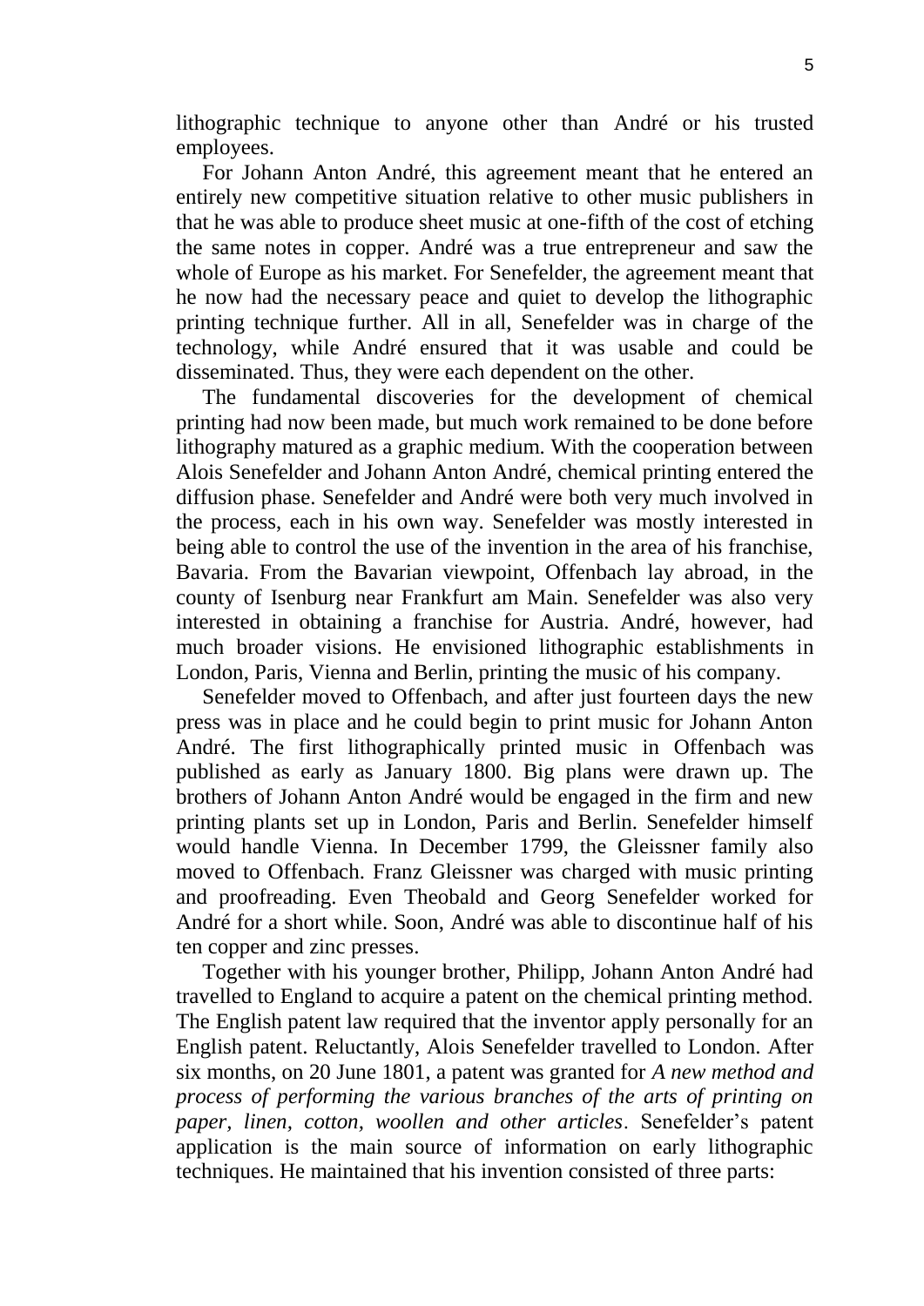lithographic technique to anyone other than André or his trusted employees.

For Johann Anton André, this agreement meant that he entered an entirely new competitive situation relative to other music publishers in that he was able to produce sheet music at one-fifth of the cost of etching the same notes in copper. André was a true entrepreneur and saw the whole of Europe as his market. For Senefelder, the agreement meant that he now had the necessary peace and quiet to develop the lithographic printing technique further. All in all, Senefelder was in charge of the technology, while André ensured that it was usable and could be disseminated. Thus, they were each dependent on the other.

The fundamental discoveries for the development of chemical printing had now been made, but much work remained to be done before lithography matured as a graphic medium. With the cooperation between Alois Senefelder and Johann Anton André, chemical printing entered the diffusion phase. Senefelder and André were both very much involved in the process, each in his own way. Senefelder was mostly interested in being able to control the use of the invention in the area of his franchise, Bavaria. From the Bavarian viewpoint, Offenbach lay abroad, in the county of Isenburg near Frankfurt am Main. Senefelder was also very interested in obtaining a franchise for Austria. André, however, had much broader visions. He envisioned lithographic establishments in London, Paris, Vienna and Berlin, printing the music of his company.

Senefelder moved to Offenbach, and after just fourteen days the new press was in place and he could begin to print music for Johann Anton André. The first lithographically printed music in Offenbach was published as early as January 1800. Big plans were drawn up. The brothers of Johann Anton André would be engaged in the firm and new printing plants set up in London, Paris and Berlin. Senefelder himself would handle Vienna. In December 1799, the Gleissner family also moved to Offenbach. Franz Gleissner was charged with music printing and proofreading. Even Theobald and Georg Senefelder worked for André for a short while. Soon, André was able to discontinue half of his ten copper and zinc presses.

Together with his younger brother, Philipp, Johann Anton André had travelled to England to acquire a patent on the chemical printing method. The English patent law required that the inventor apply personally for an English patent. Reluctantly, Alois Senefelder travelled to London. After six months, on 20 June 1801, a patent was granted for *A new method and process of performing the various branches of the arts of printing on paper, linen, cotton, woollen and other articles*. Senefelder's patent application is the main source of information on early lithographic techniques. He maintained that his invention consisted of three parts: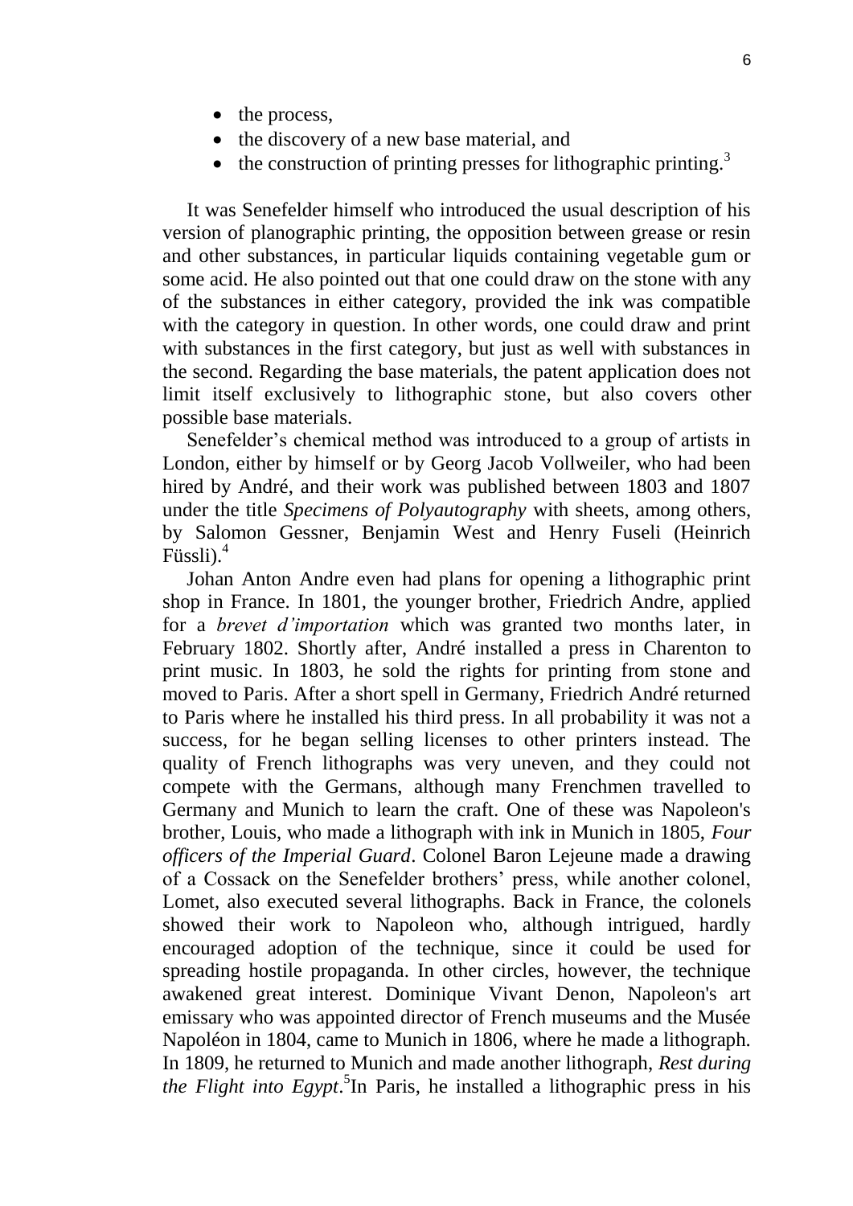- the process,
- the discovery of a new base material, and
- the construction of printing presses for lithographic printing.[3]

It was Senefelder himself who introduced the usual description of his version of planographic printing, the opposition between grease or resin and other substances, in particular liquids containing vegetable gum or some acid. He also pointed out that one could draw on the stone with any of the substances in either category, provided the ink was compatible with the category in question. In other words, one could draw and print with substances in the first category, but just as well with substances in the second. Regarding the base materials, the patent application does not limit itself exclusively to lithographic stone, but also covers other possible base materials.

Senefelder's chemical method was introduced to a group of artists in London, either by himself or by Georg Jacob Vollweiler, who had been hired by André, and their work was published between 1803 and 1807 under the title *Specimens of Polyautography* with sheets, among others, by Salomon Gessner, Benjamin West and Henry Fuseli (Heinrich Füssli).[4]

Johan Anton Andre even had plans for opening a lithographic print shop in France. In 1801, the younger brother, Friedrich Andre, applied for a *brevet d'importation* which was granted two months later, in February 1802. Shortly after, André installed a press in Charenton to print music. In 1803, he sold the rights for printing from stone and moved to Paris. After a short spell in Germany, Friedrich André returned to Paris where he installed his third press. In all probability it was not a success, for he began selling licenses to other printers instead. The quality of French lithographs was very uneven, and they could not compete with the Germans, although many Frenchmen travelled to Germany and Munich to learn the craft. One of these was Napoleon's brother, Louis, who made a lithograph with ink in Munich in 1805, *Four officers of the Imperial Guard*. Colonel Baron Lejeune made a drawing of a Cossack on the Senefelder brothers' press, while another colonel, Lomet, also executed several lithographs. Back in France, the colonels showed their work to Napoleon who, although intrigued, hardly encouraged adoption of the technique, since it could be used for spreading hostile propaganda. In other circles, however, the technique awakened great interest. Dominique Vivant Denon, Napoleon's art emissary who was appointed director of French museums and the Musée Napoléon in 1804, came to Munich in 1806, where he made a lithograph. In 1809, he returned to Munich and made another lithograph, *Rest during the Flight into Egypt*.[5] In Paris, he installed a lithographic press in his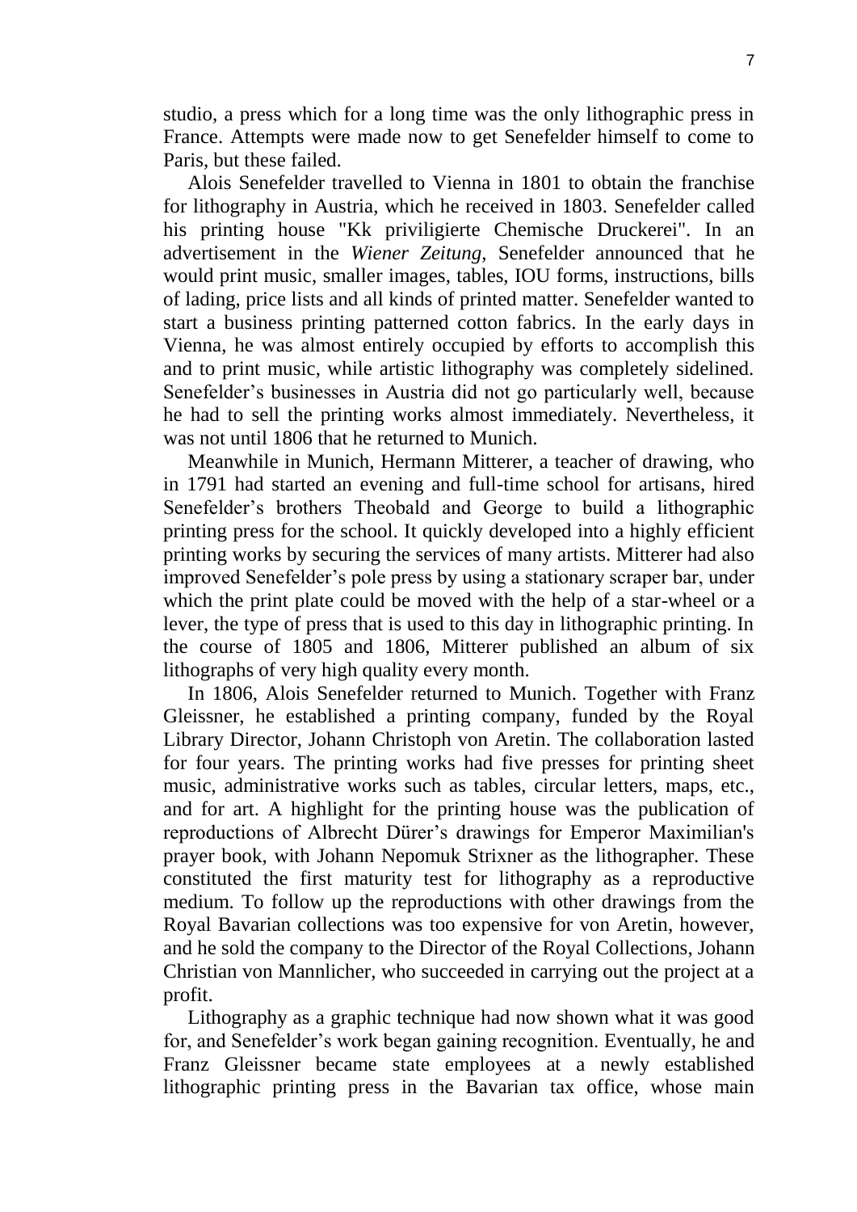studio, a press which for a long time was the only lithographic press in France. Attempts were made now to get Senefelder himself to come to Paris, but these failed.

Alois Senefelder travelled to Vienna in 1801 to obtain the franchise for lithography in Austria, which he received in 1803. Senefelder called his printing house "Kk priviligierte Chemische Druckerei". In an advertisement in the *Wiener Zeitung*, Senefelder announced that he would print music, smaller images, tables, IOU forms, instructions, bills of lading, price lists and all kinds of printed matter. Senefelder wanted to start a business printing patterned cotton fabrics. In the early days in Vienna, he was almost entirely occupied by efforts to accomplish this and to print music, while artistic lithography was completely sidelined. Senefelder's businesses in Austria did not go particularly well, because he had to sell the printing works almost immediately. Nevertheless, it was not until 1806 that he returned to Munich.

Meanwhile in Munich, Hermann Mitterer, a teacher of drawing, who in 1791 had started an evening and full-time school for artisans, hired Senefelder's brothers Theobald and George to build a lithographic printing press for the school. It quickly developed into a highly efficient printing works by securing the services of many artists. Mitterer had also improved Senefelder's pole press by using a stationary scraper bar, under which the print plate could be moved with the help of a star-wheel or a lever, the type of press that is used to this day in lithographic printing. In the course of 1805 and 1806, Mitterer published an album of six lithographs of very high quality every month.

In 1806, Alois Senefelder returned to Munich. Together with Franz Gleissner, he established a printing company, funded by the Royal Library Director, Johann Christoph von Aretin. The collaboration lasted for four years. The printing works had five presses for printing sheet music, administrative works such as tables, circular letters, maps, etc., and for art. A highlight for the printing house was the publication of reproductions of Albrecht Dürer's drawings for Emperor Maximilian's prayer book, with Johann Nepomuk Strixner as the lithographer. These constituted the first maturity test for lithography as a reproductive medium. To follow up the reproductions with other drawings from the Royal Bavarian collections was too expensive for von Aretin, however, and he sold the company to the Director of the Royal Collections, Johann Christian von Mannlicher, who succeeded in carrying out the project at a profit.

Lithography as a graphic technique had now shown what it was good for, and Senefelder's work began gaining recognition. Eventually, he and Franz Gleissner became state employees at a newly established lithographic printing press in the Bavarian tax office, whose main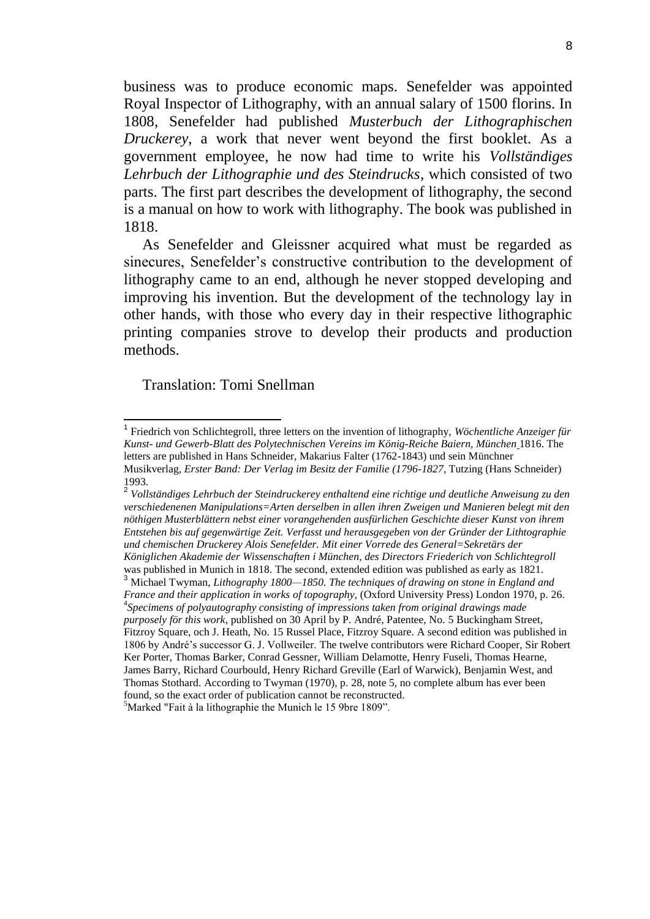business was to produce economic maps. Senefelder was appointed Royal Inspector of Lithography, with an annual salary of 1500 florins. In 1808, Senefelder had published *Musterbuch der Lithographischen Druckerey*, a work that never went beyond the first booklet. As a government employee, he now had time to write his *Vollständiges Lehrbuch der Lithographie und des Steindrucks*, which consisted of two parts. The first part describes the development of lithography, the second is a manual on how to work with lithography. The book was published in 1818.

As Senefelder and Gleissner acquired what must be regarded as sinecures, Senefelder's constructive contribution to the development of lithography came to an end, although he never stopped developing and improving his invention. But the development of the technology lay in other hands, with those who every day in their respective lithographic printing companies strove to develop their products and production methods.

Translation: Tomi Snellman

---

[1] Friedrich von Schlichtegroll, three letters on the invention of lithography, *Wöchentliche Anzeiger für Kunst- und Gewerb-Blatt des Polytechnischen Vereins im König-Reiche Baiern, München* 1816. The letters are published in Hans Schneider, Makarius Falter (1762-1843) und sein Münchner Musikverlag, *Erster Band: Der Verlag im Besitz der Familie (1796-1827*, Tutzing (Hans Schneider) 1993.

[2] *Vollständiges Lehrbuch der Steindruckerey enthaltend eine richtige und deutliche Anweisung zu den verschiedenenen Manipulations=Arten derselben in allen ihren Zweigen und Manieren belegt mit den nöthigen Musterblättern nebst einer vorangehenden ausfürlichen Geschichte dieser Kunst von ihrem Entstehen bis auf gegenwärtige Zeit. Verfasst und herausgegeben von der Gründer der Lithtographie und chemischen Druckerey Alois Senefelder. Mit einer Vorrede des General=Sekretärs der Königlichen Akademie der Wissenschaften i München, des Directors Friederich von Schlichtegroll* was published in Munich in 1818. The second, extended edition was published as early as 1821.

[3] Michael Twyman, *Lithography 1800—1850. The techniques of drawing on stone in England and France and their application in works of topography*, (Oxford University Press) London 1970, p. 26.

[4] *Specimens of polyautography consisting of impressions taken from original drawings made purposely för this work*, published on 30 April by P. André, Patentee, No. 5 Buckingham Street, Fitzroy Square, och J. Heath, No. 15 Russel Place, Fitzroy Square. A second edition was published in 1806 by André's successor G. J. Vollweiler. The twelve contributors were Richard Cooper, Sir Robert Ker Porter, Thomas Barker, Conrad Gessner, William Delamotte, Henry Fuseli, Thomas Hearne, James Barry, Richard Courbould, Henry Richard Greville (Earl of Warwick), Benjamin West, and Thomas Stothard. According to Twyman (1970), p. 28, note 5, no complete album has ever been found, so the exact order of publication cannot be reconstructed.

[5] Marked "Fait à la lithographie the Munich le 15 9bre 1809".